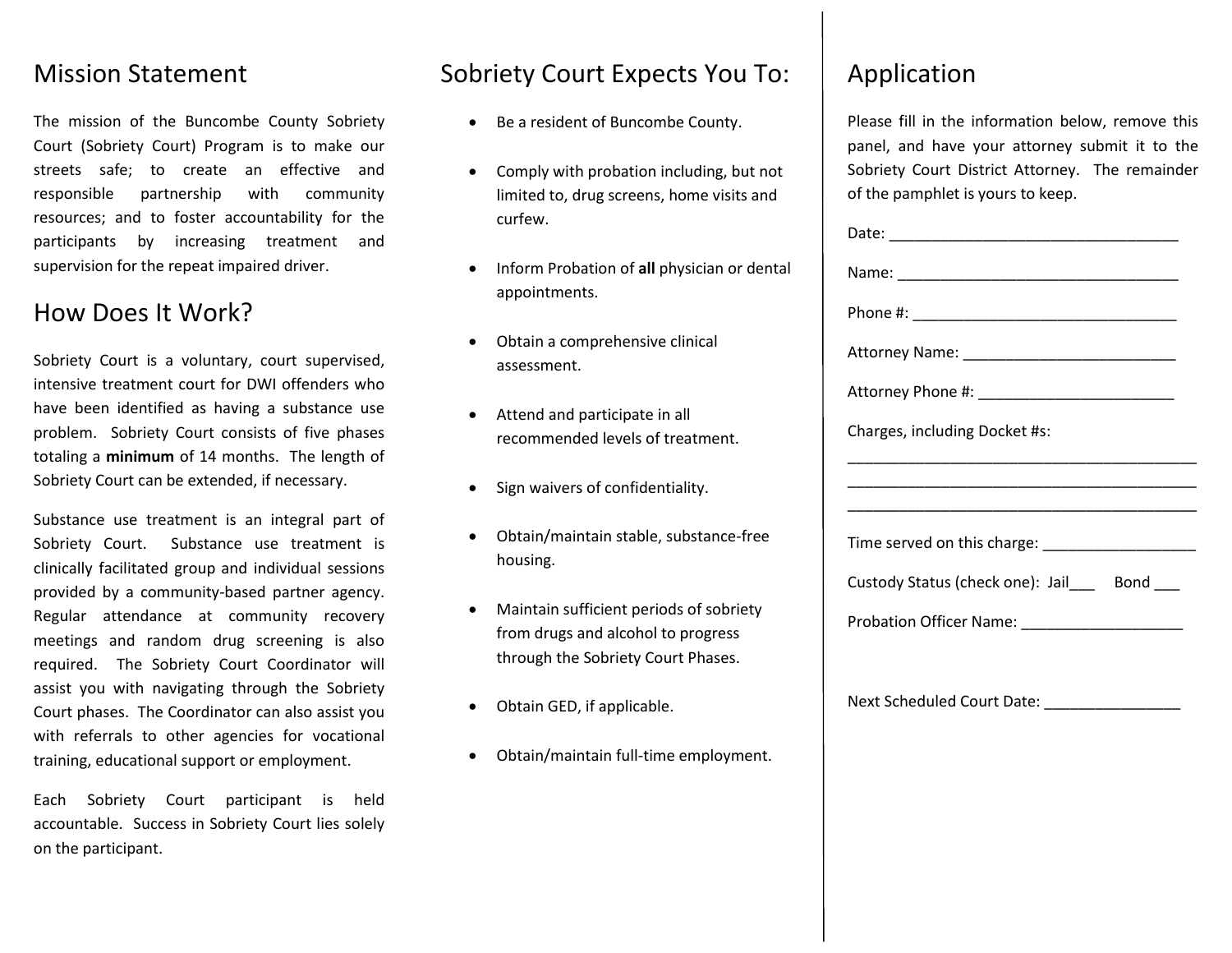## Mission Statement

The mission of the Buncombe County Sobriety Court (Sobriety Court) Program is to make our streets safe; to create an effective and responsible partnership with community resources; and to foster accountability for the participants by increasing treatment and supervision for the repeat impaired driver.

## How Does It Work?

Sobriety Court is a voluntary, court supervised, intensive treatment court for DWI offenders who have been identified as having a substance use problem. Sobriety Court consists of five phases totaling a **minimum** of 14 months. The length of Sobriety Court can be extended, if necessary.

Substance use treatment is an integral part of Sobriety Court. Substance use treatment is clinically facilitated group and individual sessions provided by a community-based partner agency. Regular attendance at community recovery meetings and random drug screening is also required. The Sobriety Court Coordinator will assist you with navigating through the Sobriety Court phases. The Coordinator can also assist you with referrals to other agencies for vocational training, educational support or employment.

Each Sobriety Court participant is held accountable. Success in Sobriety Court lies solely on the participant.

## Sobriety Court Expects You To:

- Be a resident of Buncombe County.
- Comply with probation including, but not limited to, drug screens, home visits and curfew.
- Inform Probation of **all** physician or dental appointments.
- Obtain a comprehensive clinical assessment.
- Attend and participate in all recommended levels of treatment.
- Sign waivers of confidentiality.
- Obtain/maintain stable, substance-free housing.
- Maintain sufficient periods of sobriety from drugs and alcohol to progress through the Sobriety Court Phases.
- Obtain GED, if applicable.
- Obtain/maintain full-time employment.

## Application

Please fill in the information below, remove this panel, and have your attorney submit it to the Sobriety Court District Attorney. The remainder of the pamphlet is yours to keep.

Date: ___________________________________

Name: __________________________________

Phone #: ________________________________

Attorney Name: __________________________

Attorney Phone #: ________________________

Charges, including Docket #s:

____________________________________________
____________________________________________
____________________________________________

Time served on this charge: __________________

Custody Status (check one): Jail___ Bond ___

Probation Officer Name: ___________________

Next Scheduled Court Date: ________________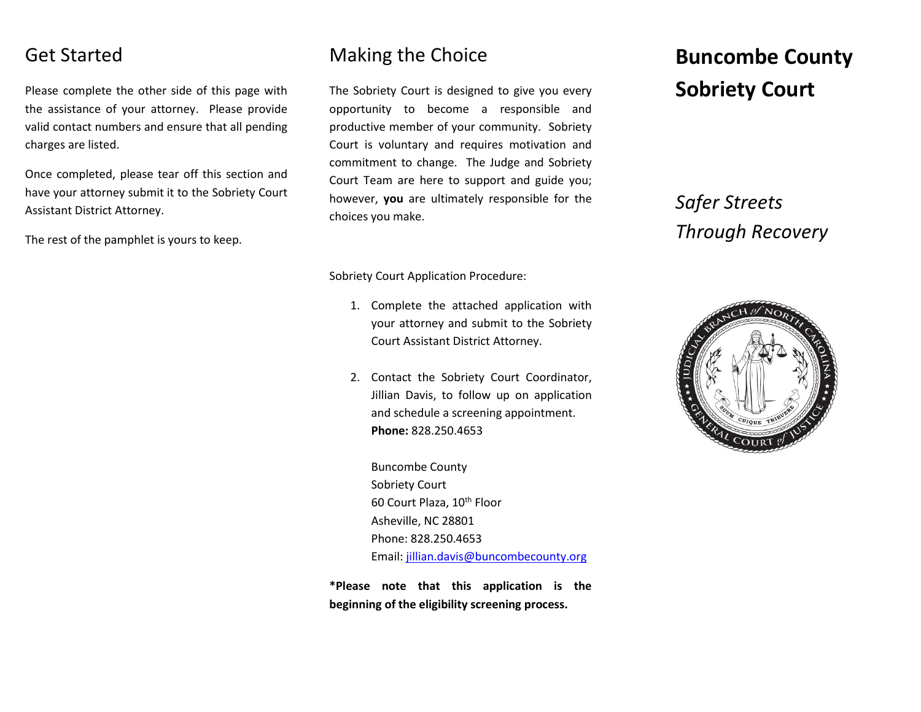## Get Started

Please complete the other side of this page with the assistance of your attorney. Please provide valid contact numbers and ensure that all pending charges are listed.

Once completed, please tear off this section and have your attorney submit it to the Sobriety Court Assistant District Attorney.

The rest of the pamphlet is yours to keep.

## Making the Choice

The Sobriety Court is designed to give you every opportunity to become a responsible and productive member of your community. Sobriety Court is voluntary and requires motivation and commitment to change. The Judge and Sobriety Court Team are here to support and guide you; however, **you** are ultimately responsible for the choices you make.

Sobriety Court Application Procedure:

1. Complete the attached application with your attorney and submit to the Sobriety Court Assistant District Attorney.

2. Contact the Sobriety Court Coordinator, Jillian Davis, to follow up on application and schedule a screening appointment. **Phone:** 828.250.4653

   Buncombe County
   Sobriety Court
   60 Court Plaza, 10th Floor
   Asheville, NC 28801
   Phone: 828.250.4653
   Email: jillian.davis@buncombecounty.org

**\*Please note that this application is the beginning of the eligibility screening process.**

# Buncombe County Sobriety Court

*Safer Streets Through Recovery*